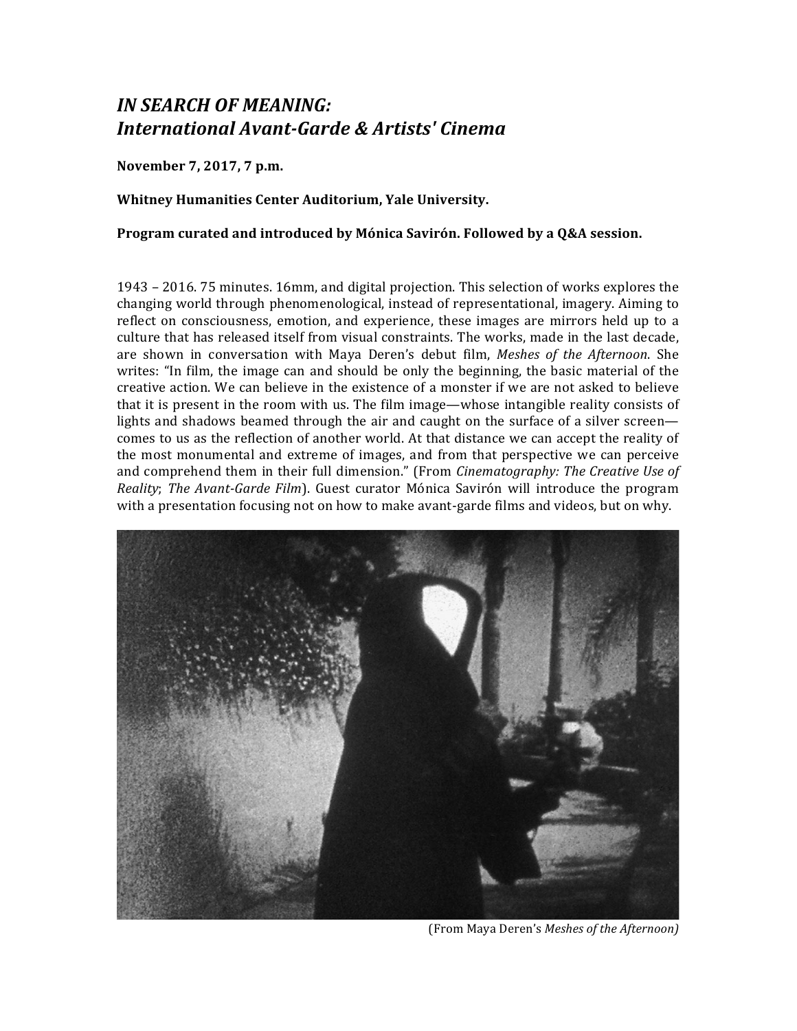# *IN SEARCH OF MEANING: International Avant-Garde & Artists' Cinema*

**November 7, 2017, 7 p.m.**

**Whitney Humanities Center Auditorium, Yale University.**

**Program curated and introduced by Mónica Savirón. Followed by a Q&A session.**

1943 – 2016. 75 minutes. 16mm, and digital projection. This selection of works explores the changing world through phenomenological, instead of representational, imagery. Aiming to reflect on consciousness, emotion, and experience, these images are mirrors held up to a culture that has released itself from visual constraints. The works, made in the last decade, are shown in conversation with Maya Deren's debut film, *Meshes of the Afternoon*. She writes: "In film, the image can and should be only the beginning, the basic material of the creative action. We can believe in the existence of a monster if we are not asked to believe that it is present in the room with us. The film image—whose intangible reality consists of lights and shadows beamed through the air and caught on the surface of a silver screen—comes to us as the reflection of another world. At that distance we can accept the reality of the most monumental and extreme of images, and from that perspective we can perceive and comprehend them in their full dimension." (From *Cinematography: The Creative Use of Reality*; *The Avant-Garde Film*). Guest curator Mónica Savirón will introduce the program with a presentation focusing not on how to make avant-garde films and videos, but on why.

(From Maya Deren's *Meshes of the Afternoon)*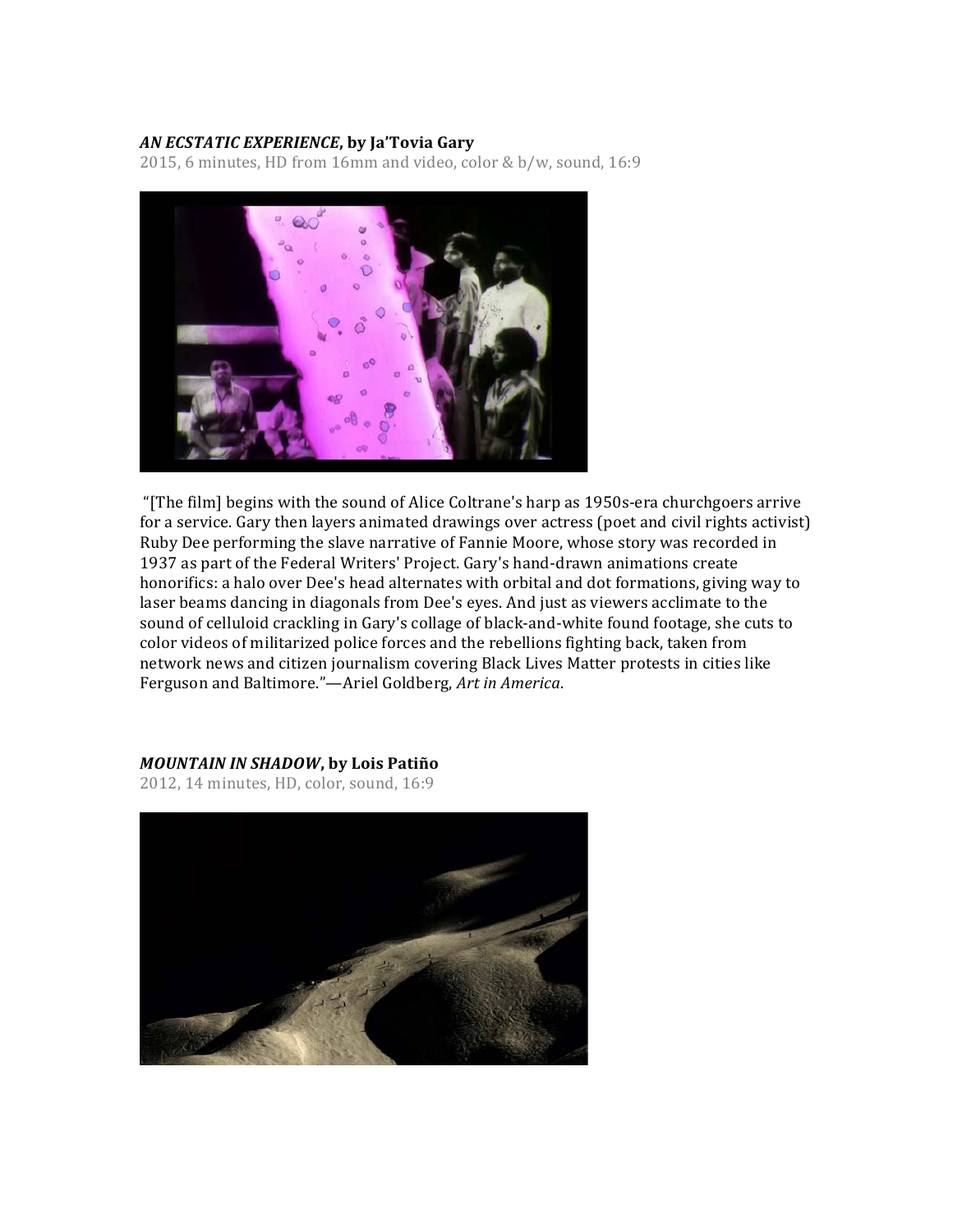***AN ECSTATIC EXPERIENCE*, by Ja'Tovia Gary**

2015, 6 minutes, HD from 16mm and video, color & b/w, sound, 16:9

"[The film] begins with the sound of Alice Coltrane's harp as 1950s-era churchgoers arrive for a service. Gary then layers animated drawings over actress (poet and civil rights activist) Ruby Dee performing the slave narrative of Fannie Moore, whose story was recorded in 1937 as part of the Federal Writers' Project. Gary's hand-drawn animations create honorifics: a halo over Dee's head alternates with orbital and dot formations, giving way to laser beams dancing in diagonals from Dee's eyes. And just as viewers acclimate to the sound of celluloid crackling in Gary's collage of black-and-white found footage, she cuts to color videos of militarized police forces and the rebellions fighting back, taken from network news and citizen journalism covering Black Lives Matter protests in cities like Ferguson and Baltimore."—Ariel Goldberg, *Art in America*.

***MOUNTAIN IN SHADOW*, by Lois Patiño**

2012, 14 minutes, HD, color, sound, 16:9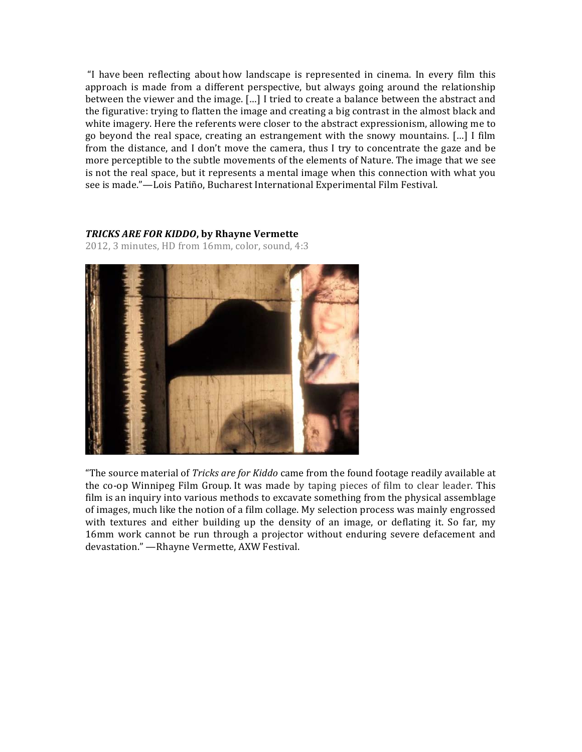"I have been reflecting about how landscape is represented in cinema. In every film this approach is made from a different perspective, but always going around the relationship between the viewer and the image. […] I tried to create a balance between the abstract and the figurative: trying to flatten the image and creating a big contrast in the almost black and white imagery. Here the referents were closer to the abstract expressionism, allowing me to go beyond the real space, creating an estrangement with the snowy mountains. […] I film from the distance, and I don't move the camera, thus I try to concentrate the gaze and be more perceptible to the subtle movements of the elements of Nature. The image that we see is not the real space, but it represents a mental image when this connection with what you see is made."—Lois Patiño, Bucharest International Experimental Film Festival.

***TRICKS ARE FOR KIDDO*, by Rhayne Vermette**

2012, 3 minutes, HD from 16mm, color, sound, 4:3

"The source material of *Tricks are for Kiddo* came from the found footage readily available at the co-op Winnipeg Film Group. It was made by taping pieces of film to clear leader. This film is an inquiry into various methods to excavate something from the physical assemblage of images, much like the notion of a film collage. My selection process was mainly engrossed with textures and either building up the density of an image, or deflating it. So far, my 16mm work cannot be run through a projector without enduring severe defacement and devastation." —Rhayne Vermette, AXW Festival.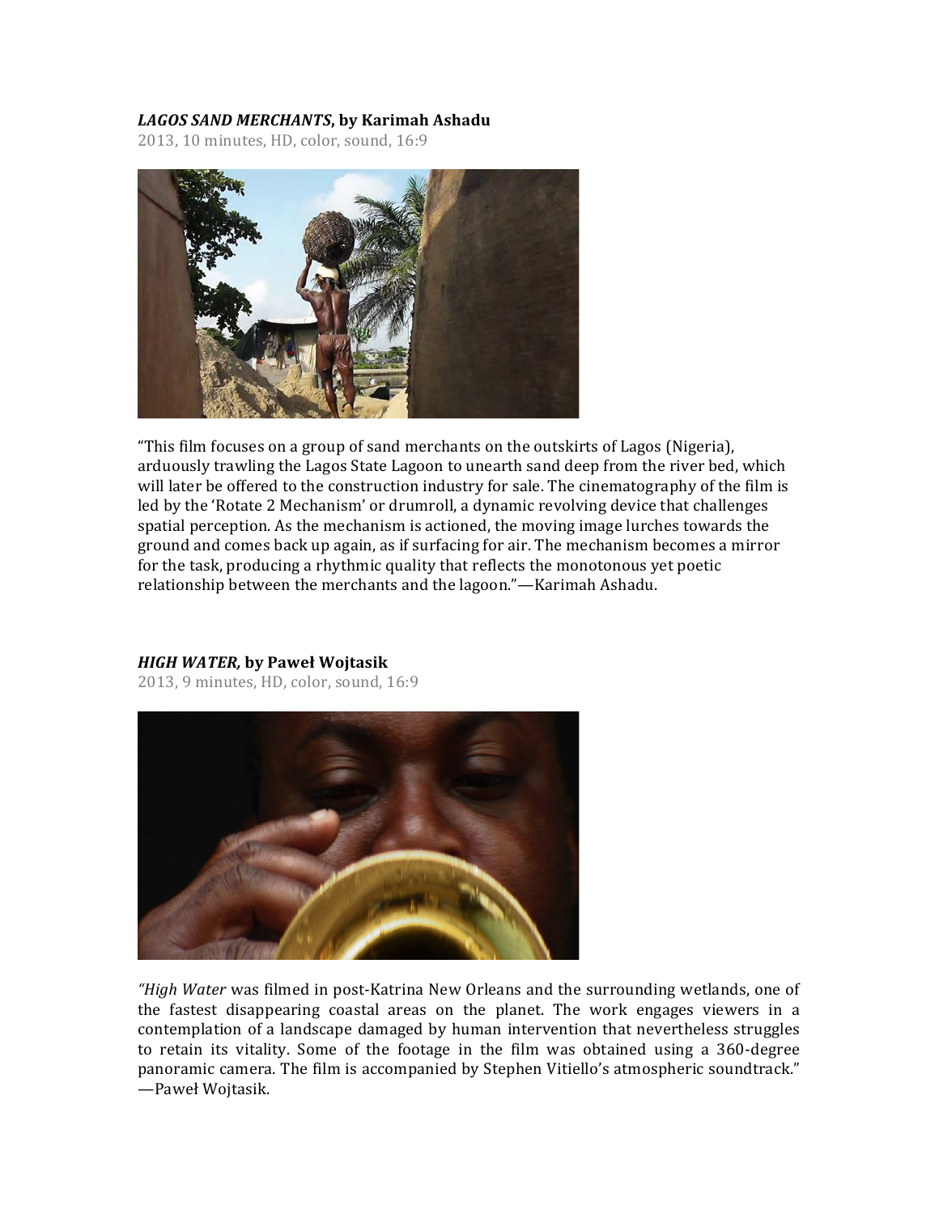***LAGOS SAND MERCHANTS*, by Karimah Ashadu**

2013, 10 minutes, HD, color, sound, 16:9

"This film focuses on a group of sand merchants on the outskirts of Lagos (Nigeria), arduously trawling the Lagos State Lagoon to unearth sand deep from the river bed, which will later be offered to the construction industry for sale. The cinematography of the film is led by the 'Rotate 2 Mechanism' or drumroll, a dynamic revolving device that challenges spatial perception. As the mechanism is actioned, the moving image lurches towards the ground and comes back up again, as if surfacing for air. The mechanism becomes a mirror for the task, producing a rhythmic quality that reflects the monotonous yet poetic relationship between the merchants and the lagoon."—Karimah Ashadu.

***HIGH WATER*, by Paweł Wojtasik**

2013, 9 minutes, HD, color, sound, 16:9

"*High Water* was filmed in post-Katrina New Orleans and the surrounding wetlands, one of the fastest disappearing coastal areas on the planet. The work engages viewers in a contemplation of a landscape damaged by human intervention that nevertheless struggles to retain its vitality. Some of the footage in the film was obtained using a 360-degree panoramic camera. The film is accompanied by Stephen Vitiello's atmospheric soundtrack." —Paweł Wojtasik.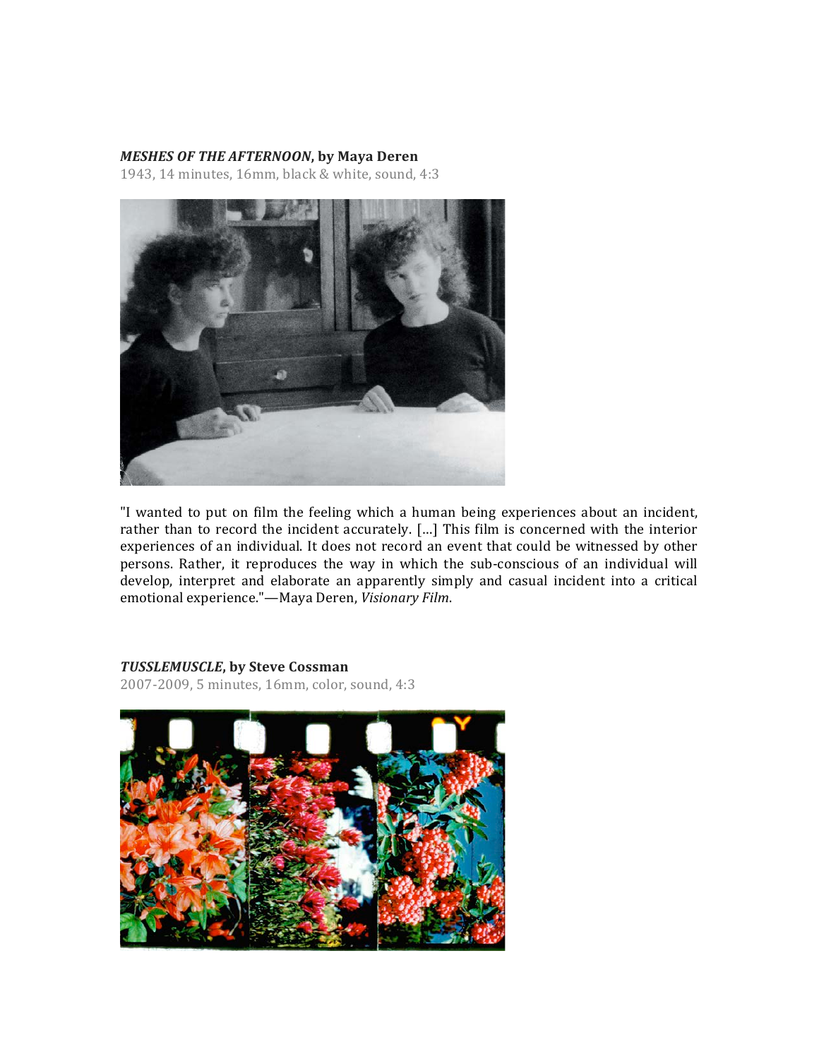***MESHES OF THE AFTERNOON*, by Maya Deren**

1943, 14 minutes, 16mm, black & white, sound, 4:3

"I wanted to put on film the feeling which a human being experiences about an incident, rather than to record the incident accurately. [...] This film is concerned with the interior experiences of an individual. It does not record an event that could be witnessed by other persons. Rather, it reproduces the way in which the sub-conscious of an individual will develop, interpret and elaborate an apparently simply and casual incident into a critical emotional experience."—Maya Deren, *Visionary Film*.

***TUSSLEMUSCLE*, by Steve Cossman**

2007-2009, 5 minutes, 16mm, color, sound, 4:3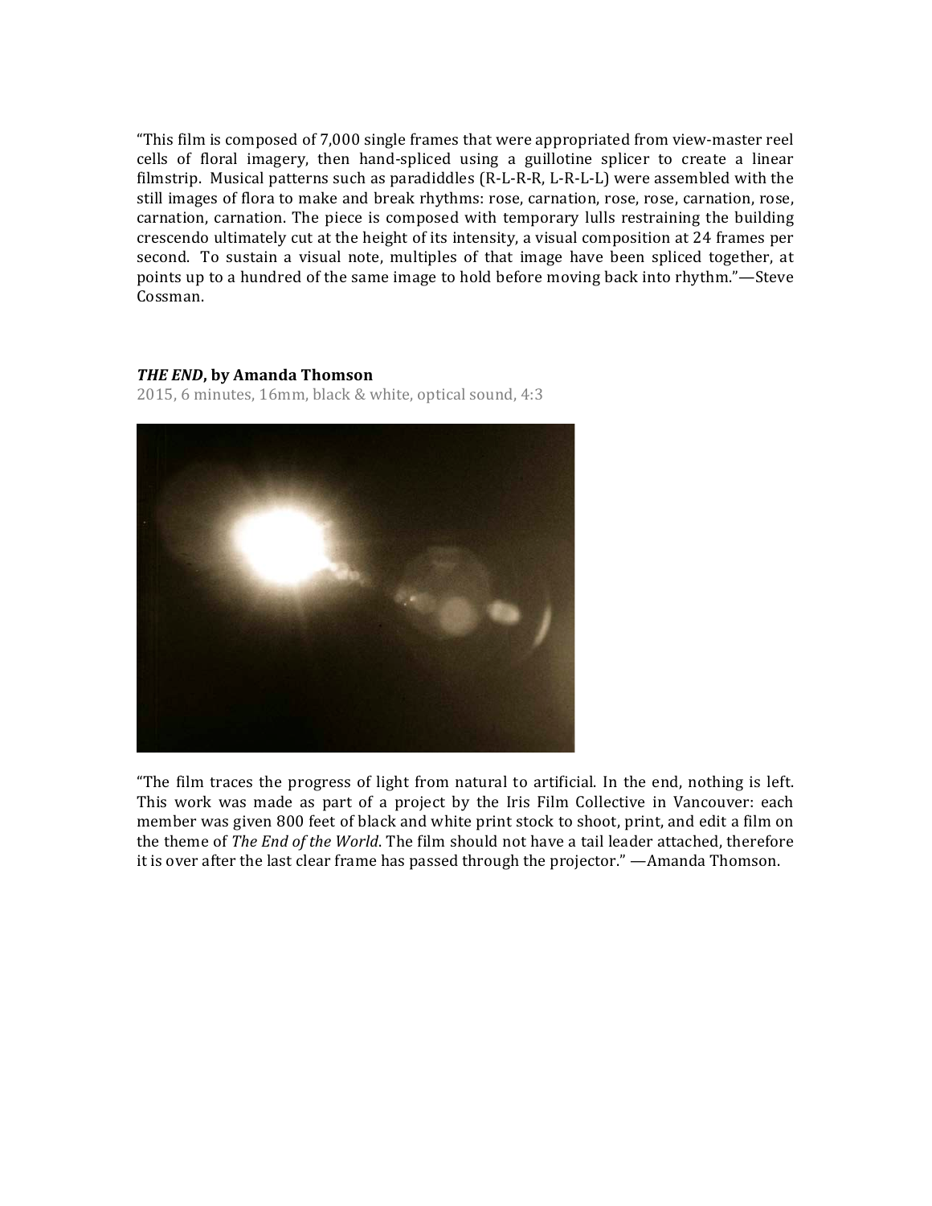"This film is composed of 7,000 single frames that were appropriated from view-master reel cells of floral imagery, then hand-spliced using a guillotine splicer to create a linear filmstrip. Musical patterns such as paradiddles (R-L-R-R, L-R-L-L) were assembled with the still images of flora to make and break rhythms: rose, carnation, rose, rose, carnation, rose, carnation, carnation. The piece is composed with temporary lulls restraining the building crescendo ultimately cut at the height of its intensity, a visual composition at 24 frames per second. To sustain a visual note, multiples of that image have been spliced together, at points up to a hundred of the same image to hold before moving back into rhythm."—Steve Cossman.

***THE END*, by Amanda Thomson**

2015, 6 minutes, 16mm, black & white, optical sound, 4:3

"The film traces the progress of light from natural to artificial. In the end, nothing is left. This work was made as part of a project by the Iris Film Collective in Vancouver: each member was given 800 feet of black and white print stock to shoot, print, and edit a film on the theme of *The End of the World*. The film should not have a tail leader attached, therefore it is over after the last clear frame has passed through the projector." —Amanda Thomson.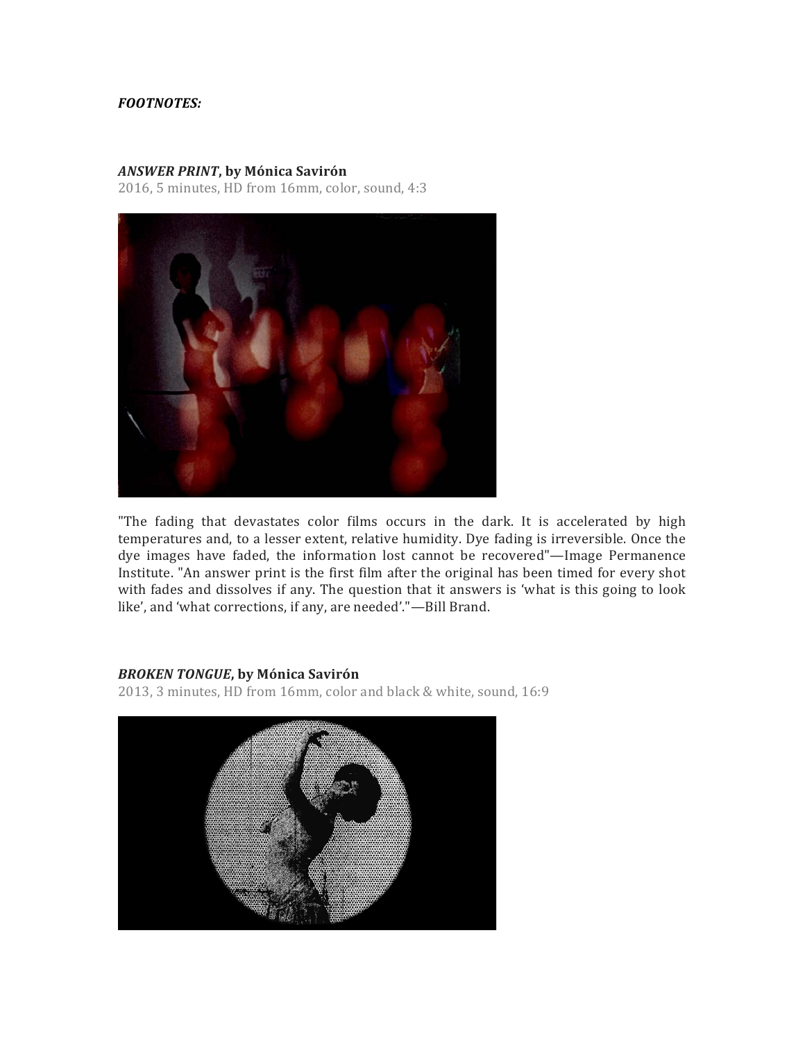***FOOTNOTES:***

***ANSWER PRINT*, by Mónica Savirón**

2016, 5 minutes, HD from 16mm, color, sound, 4:3

"The fading that devastates color films occurs in the dark. It is accelerated by high temperatures and, to a lesser extent, relative humidity. Dye fading is irreversible. Once the dye images have faded, the information lost cannot be recovered"—Image Permanence Institute. "An answer print is the first film after the original has been timed for every shot with fades and dissolves if any. The question that it answers is 'what is this going to look like', and 'what corrections, if any, are needed'."—Bill Brand.

***BROKEN TONGUE*, by Mónica Savirón**

2013, 3 minutes, HD from 16mm, color and black & white, sound, 16:9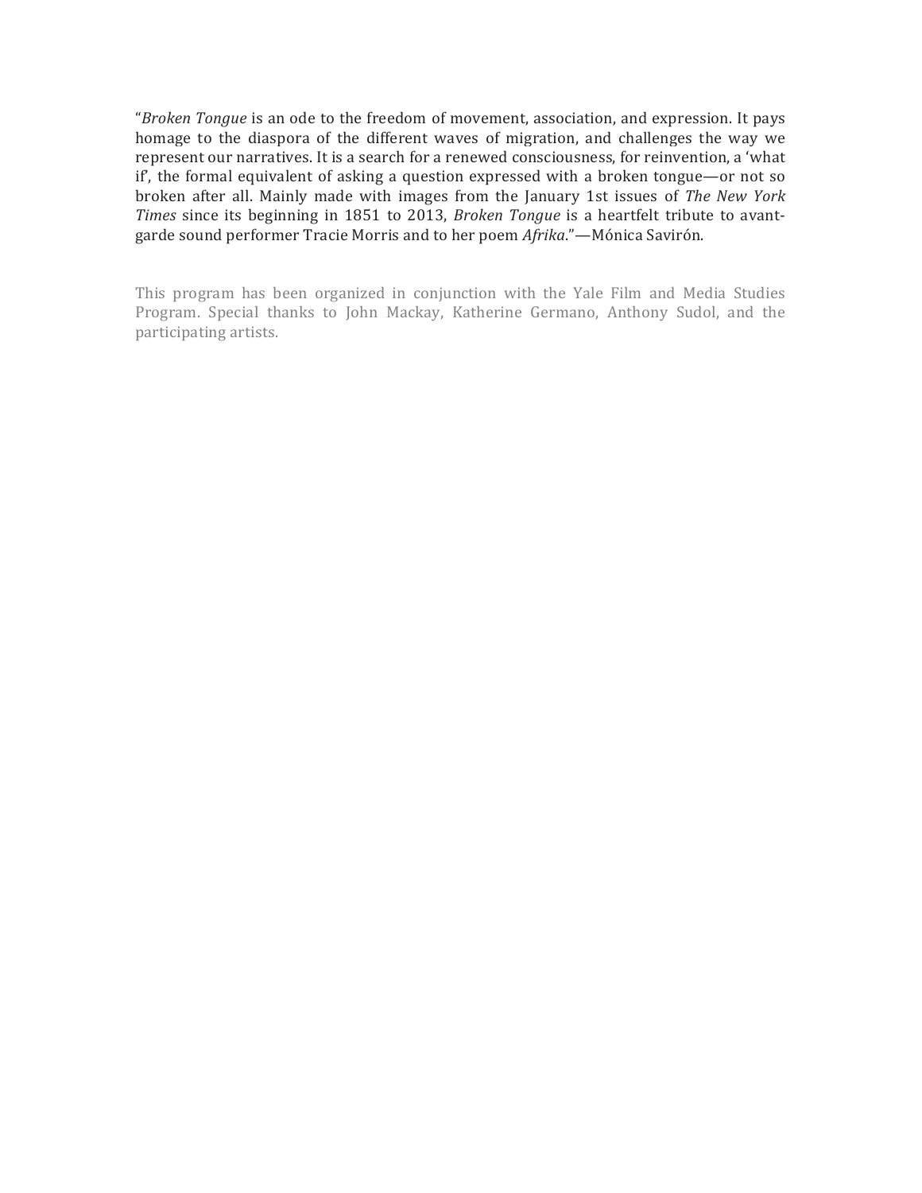"*Broken Tongue* is an ode to the freedom of movement, association, and expression. It pays homage to the diaspora of the different waves of migration, and challenges the way we represent our narratives. It is a search for a renewed consciousness, for reinvention, a 'what if', the formal equivalent of asking a question expressed with a broken tongue—or not so broken after all. Mainly made with images from the January 1st issues of *The New York Times* since its beginning in 1851 to 2013, *Broken Tongue* is a heartfelt tribute to avant-garde sound performer Tracie Morris and to her poem *Afrika*."—Mónica Savirón.

This program has been organized in conjunction with the Yale Film and Media Studies Program. Special thanks to John Mackay, Katherine Germano, Anthony Sudol, and the participating artists.